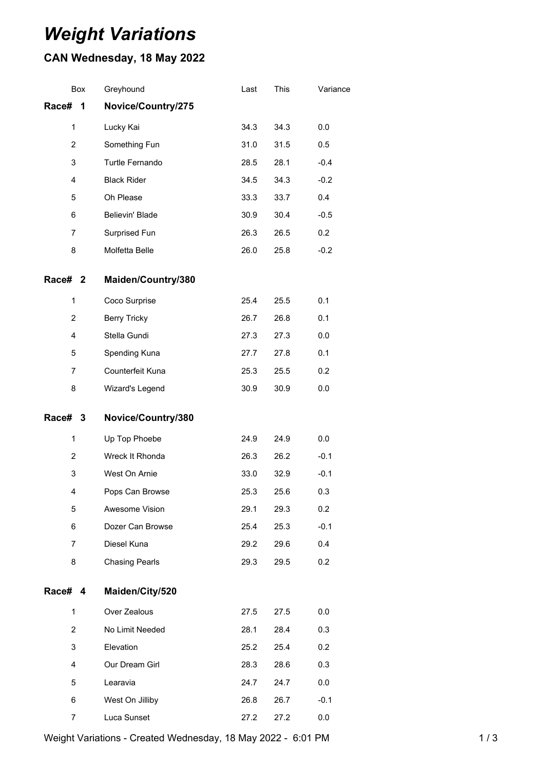# *Weight Variations*

## CAN Wednesday, 18 May 2022

| Box | Greyhound | Last | This | Variance |
|---|---|---|---|---|
| **Race# 1** | **Novice/Country/275** | | | |
| 1 | Lucky Kai | 34.3 | 34.3 | 0.0 |
| 2 | Something Fun | 31.0 | 31.5 | 0.5 |
| 3 | Turtle Fernando | 28.5 | 28.1 | -0.4 |
| 4 | Black Rider | 34.5 | 34.3 | -0.2 |
| 5 | Oh Please | 33.3 | 33.7 | 0.4 |
| 6 | Believin' Blade | 30.9 | 30.4 | -0.5 |
| 7 | Surprised Fun | 26.3 | 26.5 | 0.2 |
| 8 | Molfetta Belle | 26.0 | 25.8 | -0.2 |
| **Race# 2** | **Maiden/Country/380** | | | |
| 1 | Coco Surprise | 25.4 | 25.5 | 0.1 |
| 2 | Berry Tricky | 26.7 | 26.8 | 0.1 |
| 4 | Stella Gundi | 27.3 | 27.3 | 0.0 |
| 5 | Spending Kuna | 27.7 | 27.8 | 0.1 |
| 7 | Counterfeit Kuna | 25.3 | 25.5 | 0.2 |
| 8 | Wizard's Legend | 30.9 | 30.9 | 0.0 |
| **Race# 3** | **Novice/Country/380** | | | |
| 1 | Up Top Phoebe | 24.9 | 24.9 | 0.0 |
| 2 | Wreck It Rhonda | 26.3 | 26.2 | -0.1 |
| 3 | West On Arnie | 33.0 | 32.9 | -0.1 |
| 4 | Pops Can Browse | 25.3 | 25.6 | 0.3 |
| 5 | Awesome Vision | 29.1 | 29.3 | 0.2 |
| 6 | Dozer Can Browse | 25.4 | 25.3 | -0.1 |
| 7 | Diesel Kuna | 29.2 | 29.6 | 0.4 |
| 8 | Chasing Pearls | 29.3 | 29.5 | 0.2 |
| **Race# 4** | **Maiden/City/520** | | | |
| 1 | Over Zealous | 27.5 | 27.5 | 0.0 |
| 2 | No Limit Needed | 28.1 | 28.4 | 0.3 |
| 3 | Elevation | 25.2 | 25.4 | 0.2 |
| 4 | Our Dream Girl | 28.3 | 28.6 | 0.3 |
| 5 | Learavia | 24.7 | 24.7 | 0.0 |
| 6 | West On Jilliby | 26.8 | 26.7 | -0.1 |
| 7 | Luca Sunset | 27.2 | 27.2 | 0.0 |

Weight Variations - Created Wednesday, 18 May 2022 - 6:01 PM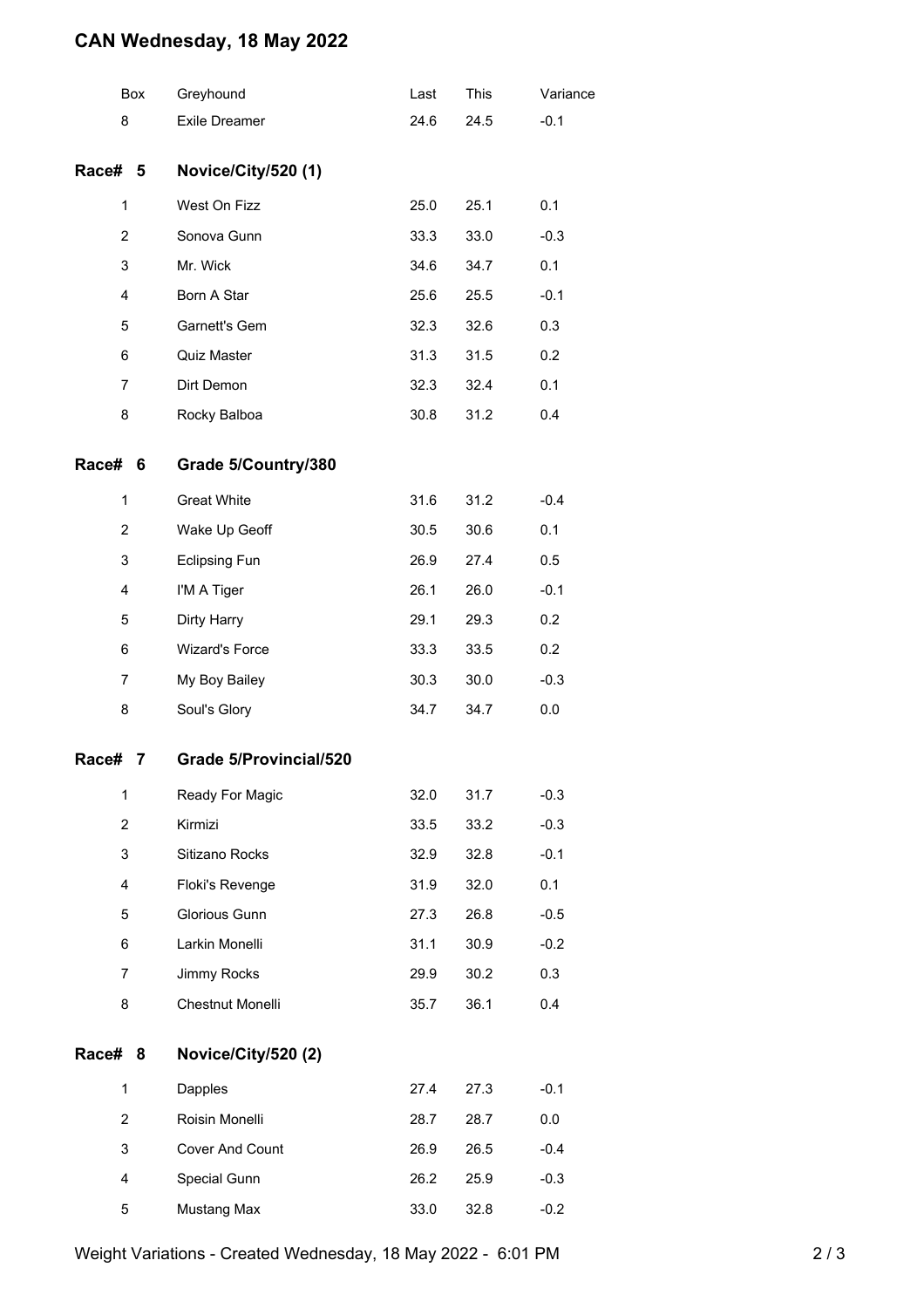# CAN Wednesday, 18 May 2022

| Box | Greyhound | Last | This | Variance |
|---|---|---|---|---|
| 8 | Exile Dreamer | 24.6 | 24.5 | -0.1 |

## Race# 5 Novice/City/520 (1)

| Box | Greyhound | Last | This | Variance |
|---|---|---|---|---|
| 1 | West On Fizz | 25.0 | 25.1 | 0.1 |
| 2 | Sonova Gunn | 33.3 | 33.0 | -0.3 |
| 3 | Mr. Wick | 34.6 | 34.7 | 0.1 |
| 4 | Born A Star | 25.6 | 25.5 | -0.1 |
| 5 | Garnett's Gem | 32.3 | 32.6 | 0.3 |
| 6 | Quiz Master | 31.3 | 31.5 | 0.2 |
| 7 | Dirt Demon | 32.3 | 32.4 | 0.1 |
| 8 | Rocky Balboa | 30.8 | 31.2 | 0.4 |

## Race# 6 Grade 5/Country/380

| Box | Greyhound | Last | This | Variance |
|---|---|---|---|---|
| 1 | Great White | 31.6 | 31.2 | -0.4 |
| 2 | Wake Up Geoff | 30.5 | 30.6 | 0.1 |
| 3 | Eclipsing Fun | 26.9 | 27.4 | 0.5 |
| 4 | I'M A Tiger | 26.1 | 26.0 | -0.1 |
| 5 | Dirty Harry | 29.1 | 29.3 | 0.2 |
| 6 | Wizard's Force | 33.3 | 33.5 | 0.2 |
| 7 | My Boy Bailey | 30.3 | 30.0 | -0.3 |
| 8 | Soul's Glory | 34.7 | 34.7 | 0.0 |

## Race# 7 Grade 5/Provincial/520

| Box | Greyhound | Last | This | Variance |
|---|---|---|---|---|
| 1 | Ready For Magic | 32.0 | 31.7 | -0.3 |
| 2 | Kirmizi | 33.5 | 33.2 | -0.3 |
| 3 | Sitizano Rocks | 32.9 | 32.8 | -0.1 |
| 4 | Floki's Revenge | 31.9 | 32.0 | 0.1 |
| 5 | Glorious Gunn | 27.3 | 26.8 | -0.5 |
| 6 | Larkin Monelli | 31.1 | 30.9 | -0.2 |
| 7 | Jimmy Rocks | 29.9 | 30.2 | 0.3 |
| 8 | Chestnut Monelli | 35.7 | 36.1 | 0.4 |

## Race# 8 Novice/City/520 (2)

| Box | Greyhound | Last | This | Variance |
|---|---|---|---|---|
| 1 | Dapples | 27.4 | 27.3 | -0.1 |
| 2 | Roisin Monelli | 28.7 | 28.7 | 0.0 |
| 3 | Cover And Count | 26.9 | 26.5 | -0.4 |
| 4 | Special Gunn | 26.2 | 25.9 | -0.3 |
| 5 | Mustang Max | 33.0 | 32.8 | -0.2 |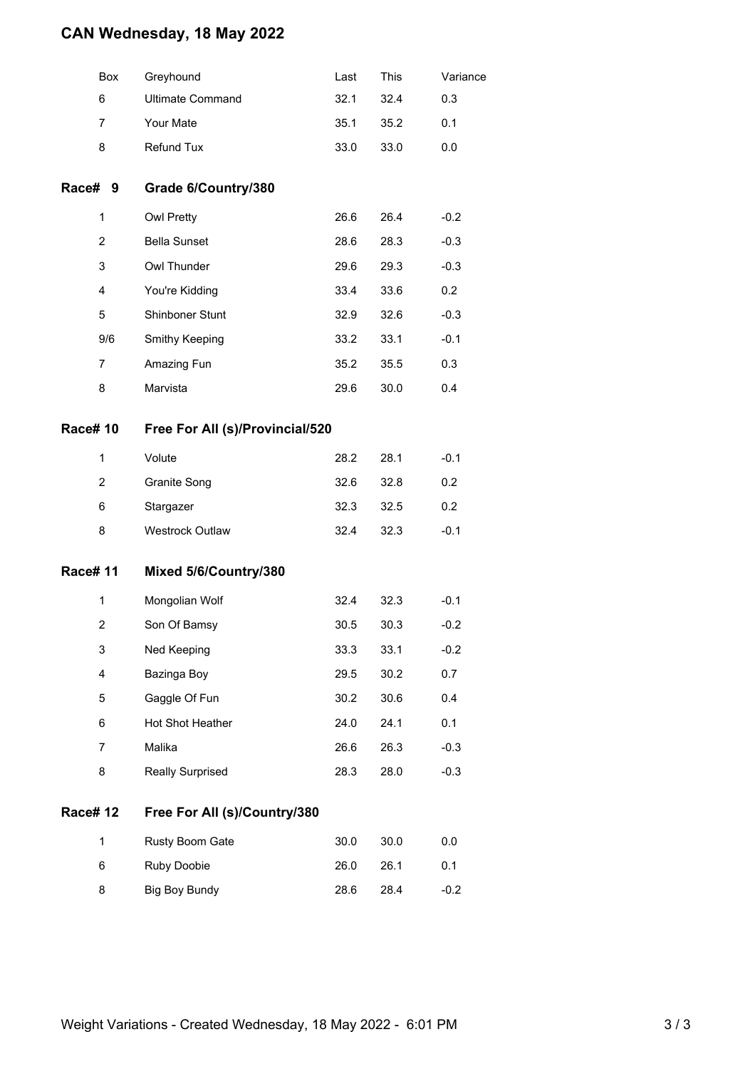# CAN Wednesday, 18 May 2022

| Box | Greyhound | Last | This | Variance |
|---|---|---|---|---|
| 6 | Ultimate Command | 32.1 | 32.4 | 0.3 |
| 7 | Your Mate | 35.1 | 35.2 | 0.1 |
| 8 | Refund Tux | 33.0 | 33.0 | 0.0 |

## Race# 9 Grade 6/Country/380

| | | | | |
|---|---|---|---|---|
| 1 | Owl Pretty | 26.6 | 26.4 | -0.2 |
| 2 | Bella Sunset | 28.6 | 28.3 | -0.3 |
| 3 | Owl Thunder | 29.6 | 29.3 | -0.3 |
| 4 | You're Kidding | 33.4 | 33.6 | 0.2 |
| 5 | Shinboner Stunt | 32.9 | 32.6 | -0.3 |
| 9/6 | Smithy Keeping | 33.2 | 33.1 | -0.1 |
| 7 | Amazing Fun | 35.2 | 35.5 | 0.3 |
| 8 | Marvista | 29.6 | 30.0 | 0.4 |

## Race# 10 Free For All (s)/Provincial/520

| | | | | |
|---|---|---|---|---|
| 1 | Volute | 28.2 | 28.1 | -0.1 |
| 2 | Granite Song | 32.6 | 32.8 | 0.2 |
| 6 | Stargazer | 32.3 | 32.5 | 0.2 |
| 8 | Westrock Outlaw | 32.4 | 32.3 | -0.1 |

## Race# 11 Mixed 5/6/Country/380

| | | | | |
|---|---|---|---|---|
| 1 | Mongolian Wolf | 32.4 | 32.3 | -0.1 |
| 2 | Son Of Bamsy | 30.5 | 30.3 | -0.2 |
| 3 | Ned Keeping | 33.3 | 33.1 | -0.2 |
| 4 | Bazinga Boy | 29.5 | 30.2 | 0.7 |
| 5 | Gaggle Of Fun | 30.2 | 30.6 | 0.4 |
| 6 | Hot Shot Heather | 24.0 | 24.1 | 0.1 |
| 7 | Malika | 26.6 | 26.3 | -0.3 |
| 8 | Really Surprised | 28.3 | 28.0 | -0.3 |

## Race# 12 Free For All (s)/Country/380

| | | | | |
|---|---|---|---|---|
| 1 | Rusty Boom Gate | 30.0 | 30.0 | 0.0 |
| 6 | Ruby Doobie | 26.0 | 26.1 | 0.1 |
| 8 | Big Boy Bundy | 28.6 | 28.4 | -0.2 |

Weight Variations - Created Wednesday, 18 May 2022 - 6:01 PM